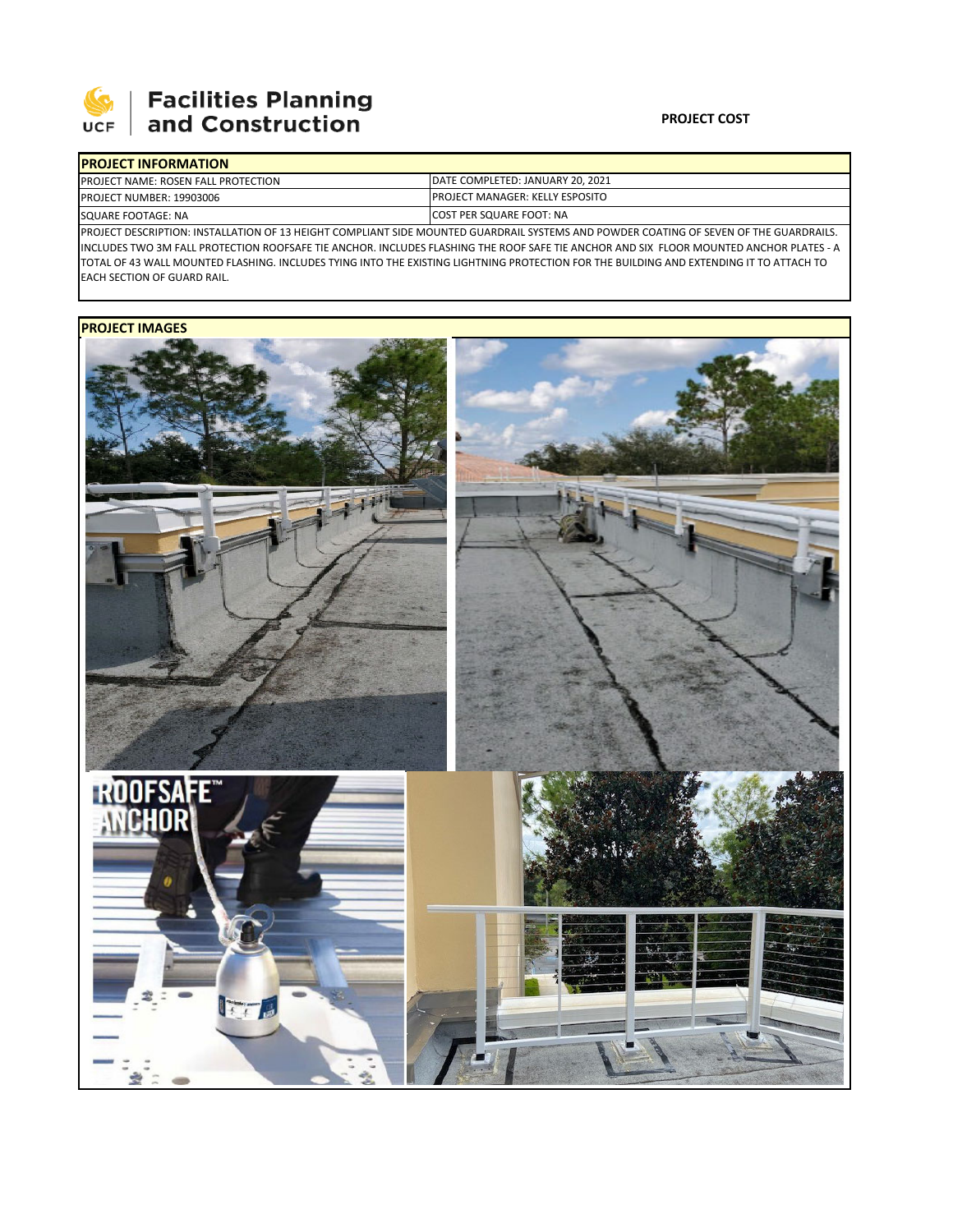# Facilities Planning and Construction

**PROJECT COST**

| PROJECT INFORMATION | |
|---|---|
| PROJECT NAME: ROSEN FALL PROTECTION | DATE COMPLETED: JANUARY 20, 2021 |
| PROJECT NUMBER: 19903006 | PROJECT MANAGER: KELLY ESPOSITO |
| SQUARE FOOTAGE: NA | COST PER SQUARE FOOT: NA |

PROJECT DESCRIPTION: INSTALLATION OF 13 HEIGHT COMPLIANT SIDE MOUNTED GUARDRAIL SYSTEMS AND POWDER COATING OF SEVEN OF THE GUARDRAILS. INCLUDES TWO 3M FALL PROTECTION ROOFSAFE TIE ANCHOR. INCLUDES FLASHING THE ROOF SAFE TIE ANCHOR AND SIX FLOOR MOUNTED ANCHOR PLATES - A TOTAL OF 43 WALL MOUNTED FLASHING. INCLUDES TYING INTO THE EXISTING LIGHTNING PROTECTION FOR THE BUILDING AND EXTENDING IT TO ATTACH TO EACH SECTION OF GUARD RAIL.

**PROJECT IMAGES**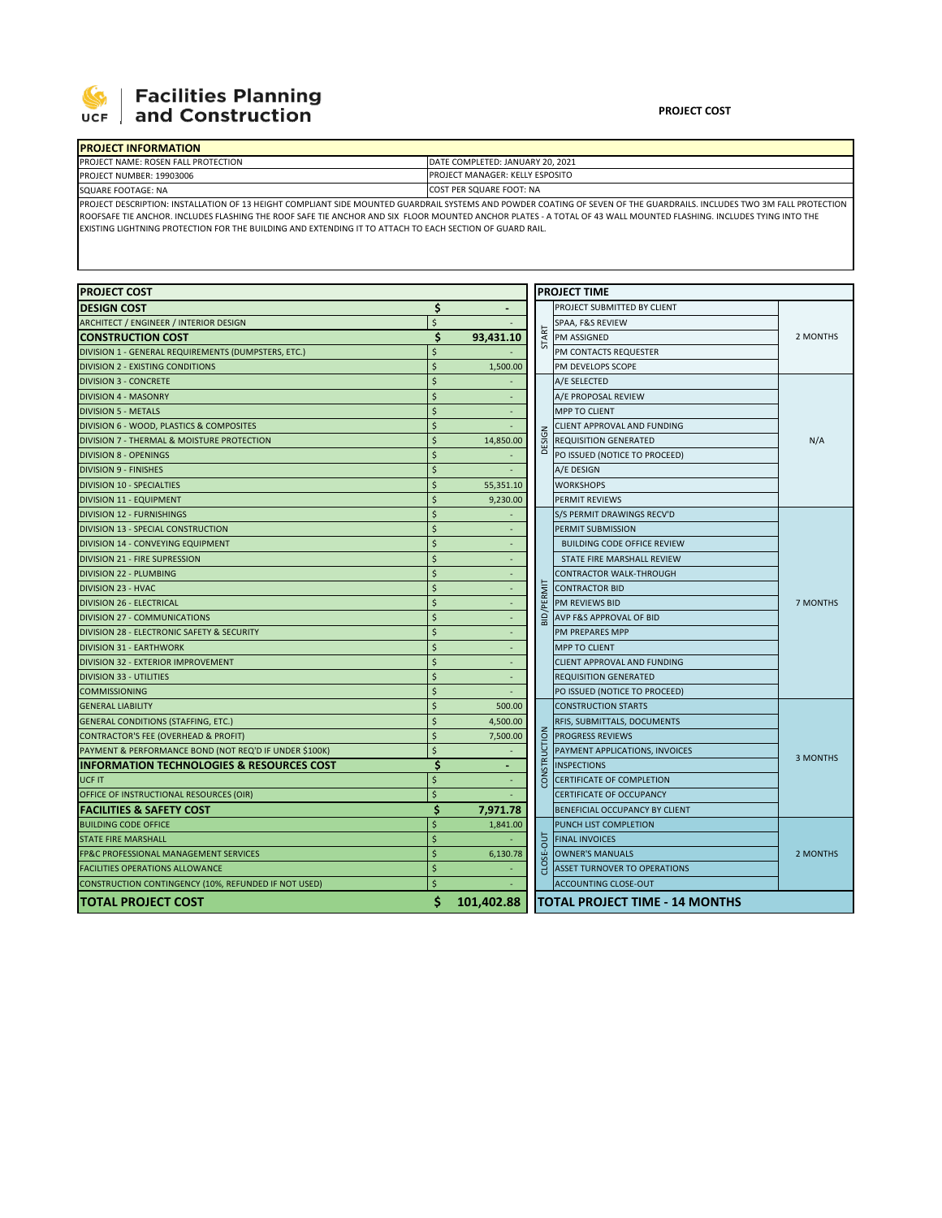**Facilities Planning and Construction**

**PROJECT COST**

| **PROJECT INFORMATION** | |
|---|---|
| PROJECT NAME: ROSEN FALL PROTECTION | DATE COMPLETED: JANUARY 20, 2021 |
| PROJECT NUMBER: 19903006 | PROJECT MANAGER: KELLY ESPOSITO |
| SQUARE FOOTAGE: NA | COST PER SQUARE FOOT: NA |

PROJECT DESCRIPTION: INSTALLATION OF 13 HEIGHT COMPLIANT SIDE MOUNTED GUARDRAIL SYSTEMS AND POWDER COATING OF SEVEN OF THE GUARDRAILS. INCLUDES TWO 3M FALL PROTECTION ROOFSAFE TIE ANCHOR. INCLUDES FLASHING THE ROOF SAFE TIE ANCHOR AND SIX FLOOR MOUNTED ANCHOR PLATES - A TOTAL OF 43 WALL MOUNTED FLASHING. INCLUDES TYING INTO THE EXISTING LIGHTNING PROTECTION FOR THE BUILDING AND EXTENDING IT TO ATTACH TO EACH SECTION OF GUARD RAIL.

| **PROJECT COST** | |
|---|---|
| **DESIGN COST** | **$ -** |
| ARCHITECT / ENGINEER / INTERIOR DESIGN | $ - |
| **CONSTRUCTION COST** | **$ 93,431.10** |
| DIVISION 1 - GENERAL REQUIREMENTS (DUMPSTERS, ETC.) | $ - |
| DIVISION 2 - EXISTING CONDITIONS | $ 1,500.00 |
| DIVISION 3 - CONCRETE | $ - |
| DIVISION 4 - MASONRY | $ - |
| DIVISION 5 - METALS | $ - |
| DIVISION 6 - WOOD, PLASTICS & COMPOSITES | $ - |
| DIVISION 7 - THERMAL & MOISTURE PROTECTION | $ 14,850.00 |
| DIVISION 8 - OPENINGS | $ - |
| DIVISION 9 - FINISHES | $ - |
| DIVISION 10 - SPECIALTIES | $ 55,351.10 |
| DIVISION 11 - EQUIPMENT | $ 9,230.00 |
| DIVISION 12 - FURNISHINGS | $ - |
| DIVISION 13 - SPECIAL CONSTRUCTION | $ - |
| DIVISION 14 - CONVEYING EQUIPMENT | $ - |
| DIVISION 21 - FIRE SUPRESSION | $ - |
| DIVISION 22 - PLUMBING | $ - |
| DIVISION 23 - HVAC | $ - |
| DIVISION 26 - ELECTRICAL | $ - |
| DIVISION 27 - COMMUNICATIONS | $ - |
| DIVISION 28 - ELECTRONIC SAFETY & SECURITY | $ - |
| DIVISION 31 - EARTHWORK | $ - |
| DIVISION 32 - EXTERIOR IMPROVEMENT | $ - |
| DIVISION 33 - UTILITIES | $ - |
| COMMISSIONING | $ - |
| GENERAL LIABILITY | $ 500.00 |
| GENERAL CONDITIONS (STAFFING, ETC.) | $ 4,500.00 |
| CONTRACTOR'S FEE (OVERHEAD & PROFIT) | $ 7,500.00 |
| PAYMENT & PERFORMANCE BOND (NOT REQ'D IF UNDER $100K) | $ - |
| **INFORMATION TECHNOLOGIES & RESOURCES COST** | **$ -** |
| UCF IT | $ - |
| OFFICE OF INSTRUCTIONAL RESOURCES (OIR) | $ - |
| **FACILITIES & SAFETY COST** | **$ 7,971.78** |
| BUILDING CODE OFFICE | $ 1,841.00 |
| STATE FIRE MARSHALL | $ - |
| FP&C PROFESSIONAL MANAGEMENT SERVICES | $ 6,130.78 |
| FACILITIES OPERATIONS ALLOWANCE | $ - |
| CONSTRUCTION CONTINGENCY (10%, REFUNDED IF NOT USED) | $ - |
| **TOTAL PROJECT COST** | **$ 101,402.88** |

| **PROJECT TIME** | | |
|---|---|---|
| START | PROJECT SUBMITTED BY CLIENT | 2 MONTHS |
| | SPAA, F&S REVIEW | |
| | PM ASSIGNED | |
| | PM CONTACTS REQUESTER | |
| | PM DEVELOPS SCOPE | |
| DESIGN | A/E SELECTED | N/A |
| | A/E PROPOSAL REVIEW | |
| | MPP TO CLIENT | |
| | CLIENT APPROVAL AND FUNDING | |
| | REQUISITION GENERATED | |
| | PO ISSUED (NOTICE TO PROCEED) | |
| | A/E DESIGN | |
| | WORKSHOPS | |
| | PERMIT REVIEWS | |
| BID/PERMIT | S/S PERMIT DRAWINGS RECV'D | 7 MONTHS |
| | PERMIT SUBMISSION | |
| | BUILDING CODE OFFICE REVIEW | |
| | STATE FIRE MARSHALL REVIEW | |
| | CONTRACTOR WALK-THROUGH | |
| | CONTRACTOR BID | |
| | PM REVIEWS BID | |
| | AVP F&S APPROVAL OF BID | |
| | PM PREPARES MPP | |
| | MPP TO CLIENT | |
| | CLIENT APPROVAL AND FUNDING | |
| | REQUISITION GENERATED | |
| | PO ISSUED (NOTICE TO PROCEED) | |
| CONSTRUCTION | CONSTRUCTION STARTS | 3 MONTHS |
| | RFIS, SUBMITTALS, DOCUMENTS | |
| | PROGRESS REVIEWS | |
| | PAYMENT APPLICATIONS, INVOICES | |
| | INSPECTIONS | |
| | CERTIFICATE OF COMPLETION | |
| | CERTIFICATE OF OCCUPANCY | |
| | BENEFICIAL OCCUPANCY BY CLIENT | |
| CLOSE-OUT | PUNCH LIST COMPLETION | 2 MONTHS |
| | FINAL INVOICES | |
| | OWNER'S MANUALS | |
| | ASSET TURNOVER TO OPERATIONS | |
| | ACCOUNTING CLOSE-OUT | |
| **TOTAL PROJECT TIME - 14 MONTHS** | | |